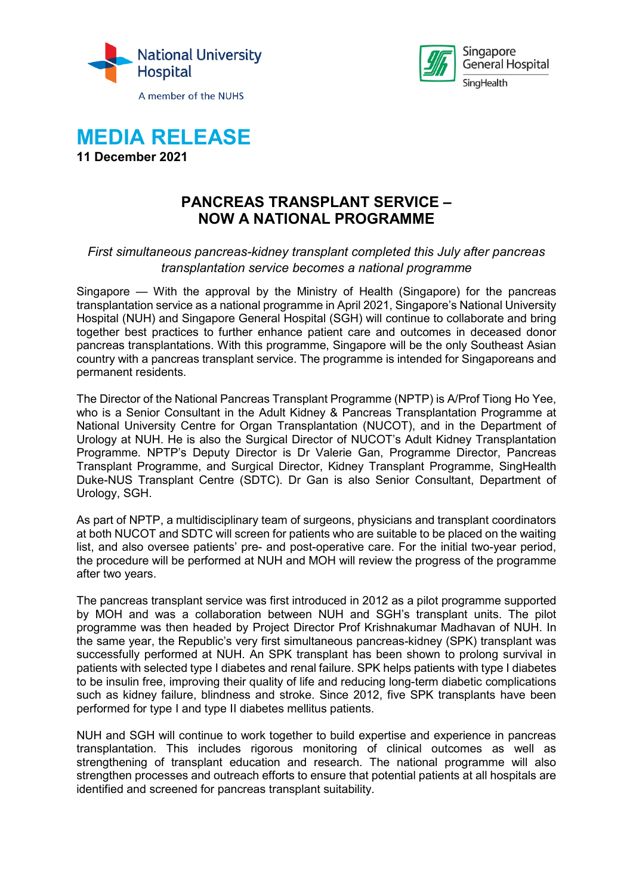National University Hospital

A member of the NUHS

Singapore General Hospital

SingHealth

# MEDIA RELEASE

**11 December 2021**

## PANCREAS TRANSPLANT SERVICE – NOW A NATIONAL PROGRAMME

*First simultaneous pancreas-kidney transplant completed this July after pancreas transplantation service becomes a national programme*

Singapore — With the approval by the Ministry of Health (Singapore) for the pancreas transplantation service as a national programme in April 2021, Singapore's National University Hospital (NUH) and Singapore General Hospital (SGH) will continue to collaborate and bring together best practices to further enhance patient care and outcomes in deceased donor pancreas transplantations. With this programme, Singapore will be the only Southeast Asian country with a pancreas transplant service. The programme is intended for Singaporeans and permanent residents.

The Director of the National Pancreas Transplant Programme (NPTP) is A/Prof Tiong Ho Yee, who is a Senior Consultant in the Adult Kidney & Pancreas Transplantation Programme at National University Centre for Organ Transplantation (NUCOT), and in the Department of Urology at NUH. He is also the Surgical Director of NUCOT's Adult Kidney Transplantation Programme. NPTP's Deputy Director is Dr Valerie Gan, Programme Director, Pancreas Transplant Programme, and Surgical Director, Kidney Transplant Programme, SingHealth Duke-NUS Transplant Centre (SDTC). Dr Gan is also Senior Consultant, Department of Urology, SGH.

As part of NPTP, a multidisciplinary team of surgeons, physicians and transplant coordinators at both NUCOT and SDTC will screen for patients who are suitable to be placed on the waiting list, and also oversee patients' pre- and post-operative care. For the initial two-year period, the procedure will be performed at NUH and MOH will review the progress of the programme after two years.

The pancreas transplant service was first introduced in 2012 as a pilot programme supported by MOH and was a collaboration between NUH and SGH's transplant units. The pilot programme was then headed by Project Director Prof Krishnakumar Madhavan of NUH. In the same year, the Republic's very first simultaneous pancreas-kidney (SPK) transplant was successfully performed at NUH. An SPK transplant has been shown to prolong survival in patients with selected type I diabetes and renal failure. SPK helps patients with type I diabetes to be insulin free, improving their quality of life and reducing long-term diabetic complications such as kidney failure, blindness and stroke. Since 2012, five SPK transplants have been performed for type I and type II diabetes mellitus patients.

NUH and SGH will continue to work together to build expertise and experience in pancreas transplantation. This includes rigorous monitoring of clinical outcomes as well as strengthening of transplant education and research. The national programme will also strengthen processes and outreach efforts to ensure that potential patients at all hospitals are identified and screened for pancreas transplant suitability.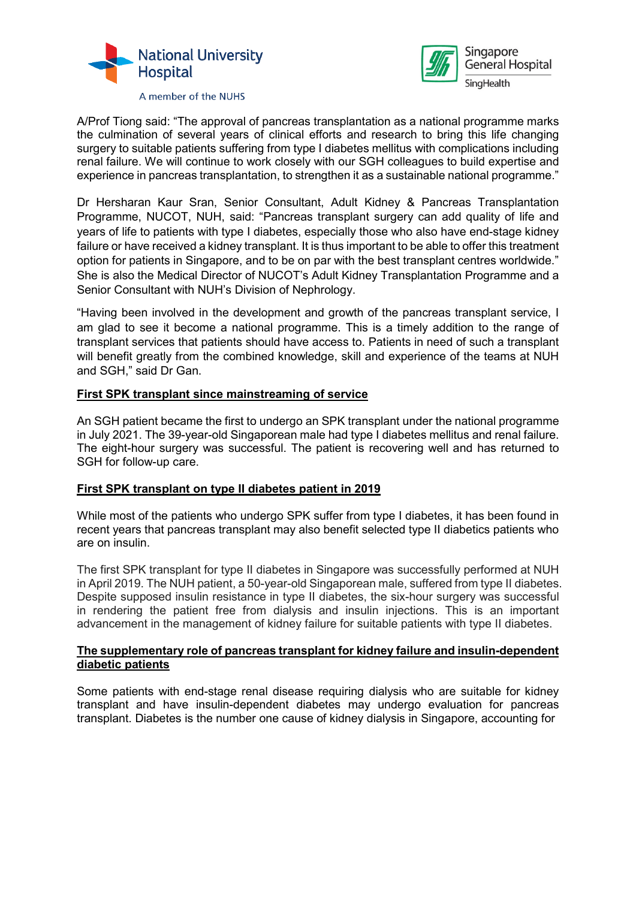A/Prof Tiong said: "The approval of pancreas transplantation as a national programme marks the culmination of several years of clinical efforts and research to bring this life changing surgery to suitable patients suffering from type I diabetes mellitus with complications including renal failure. We will continue to work closely with our SGH colleagues to build expertise and experience in pancreas transplantation, to strengthen it as a sustainable national programme."

Dr Hersharan Kaur Sran, Senior Consultant, Adult Kidney & Pancreas Transplantation Programme, NUCOT, NUH, said: "Pancreas transplant surgery can add quality of life and years of life to patients with type I diabetes, especially those who also have end-stage kidney failure or have received a kidney transplant. It is thus important to be able to offer this treatment option for patients in Singapore, and to be on par with the best transplant centres worldwide." She is also the Medical Director of NUCOT's Adult Kidney Transplantation Programme and a Senior Consultant with NUH's Division of Nephrology.

"Having been involved in the development and growth of the pancreas transplant service, I am glad to see it become a national programme. This is a timely addition to the range of transplant services that patients should have access to. Patients in need of such a transplant will benefit greatly from the combined knowledge, skill and experience of the teams at NUH and SGH," said Dr Gan.

**First SPK transplant since mainstreaming of service**

An SGH patient became the first to undergo an SPK transplant under the national programme in July 2021. The 39-year-old Singaporean male had type I diabetes mellitus and renal failure. The eight-hour surgery was successful. The patient is recovering well and has returned to SGH for follow-up care.

**First SPK transplant on type II diabetes patient in 2019**

While most of the patients who undergo SPK suffer from type I diabetes, it has been found in recent years that pancreas transplant may also benefit selected type II diabetics patients who are on insulin.

The first SPK transplant for type II diabetes in Singapore was successfully performed at NUH in April 2019. The NUH patient, a 50-year-old Singaporean male, suffered from type II diabetes. Despite supposed insulin resistance in type II diabetes, the six-hour surgery was successful in rendering the patient free from dialysis and insulin injections. This is an important advancement in the management of kidney failure for suitable patients with type II diabetes.

**The supplementary role of pancreas transplant for kidney failure and insulin-dependent diabetic patients**

Some patients with end-stage renal disease requiring dialysis who are suitable for kidney transplant and have insulin-dependent diabetes may undergo evaluation for pancreas transplant. Diabetes is the number one cause of kidney dialysis in Singapore, accounting for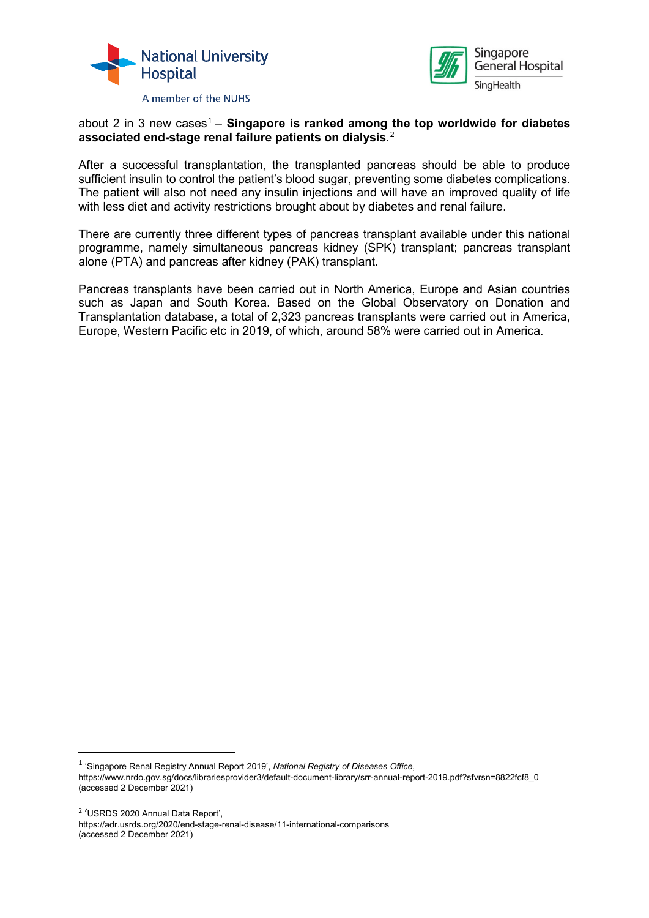about 2 in 3 new cases[1] – **Singapore is ranked among the top worldwide for diabetes associated end-stage renal failure patients on dialysis**.[2]

After a successful transplantation, the transplanted pancreas should be able to produce sufficient insulin to control the patient's blood sugar, preventing some diabetes complications. The patient will also not need any insulin injections and will have an improved quality of life with less diet and activity restrictions brought about by diabetes and renal failure.

There are currently three different types of pancreas transplant available under this national programme, namely simultaneous pancreas kidney (SPK) transplant; pancreas transplant alone (PTA) and pancreas after kidney (PAK) transplant.

Pancreas transplants have been carried out in North America, Europe and Asian countries such as Japan and South Korea. Based on the Global Observatory on Donation and Transplantation database, a total of 2,323 pancreas transplants were carried out in America, Europe, Western Pacific etc in 2019, of which, around 58% were carried out in America.

---

[1] 'Singapore Renal Registry Annual Report 2019', *National Registry of Diseases Office*, https://www.nrdo.gov.sg/docs/librariesprovider3/default-document-library/srr-annual-report-2019.pdf?sfvrsn=8822fcf8_0 (accessed 2 December 2021)

[2] 'USRDS 2020 Annual Data Report', https://adr.usrds.org/2020/end-stage-renal-disease/11-international-comparisons (accessed 2 December 2021)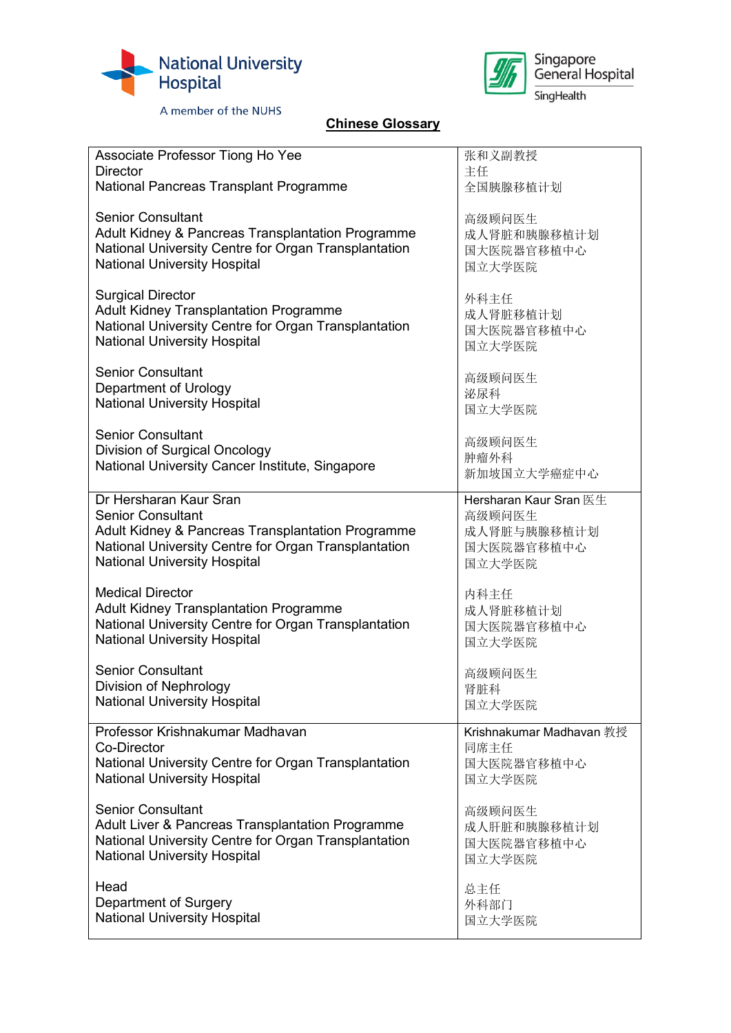National University Hospital
A member of the NUHS

Singapore General Hospital
SingHealth

**Chinese Glossary**

| | |
|---|---|
| Associate Professor Tiong Ho Yee<br>Director<br>National Pancreas Transplant Programme<br><br>Senior Consultant<br>Adult Kidney & Pancreas Transplantation Programme<br>National University Centre for Organ Transplantation<br>National University Hospital<br><br>Surgical Director<br>Adult Kidney Transplantation Programme<br>National University Centre for Organ Transplantation<br>National University Hospital<br><br>Senior Consultant<br>Department of Urology<br>National University Hospital<br><br>Senior Consultant<br>Division of Surgical Oncology<br>National University Cancer Institute, Singapore | 张和义副教授<br>主任<br>全国胰腺移植计划<br><br>高级顾问医生<br>成人肾脏和胰腺移植计划<br>国大医院器官移植中心<br>国立大学医院<br><br>外科主任<br>成人肾脏移植计划<br>国大医院器官移植中心<br>国立大学医院<br><br>高级顾问医生<br>泌尿科<br>国立大学医院<br><br>高级顾问医生<br>肿瘤外科<br>新加坡国立大学癌症中心 |
| Dr Hersharan Kaur Sran<br>Senior Consultant<br>Adult Kidney & Pancreas Transplantation Programme<br>National University Centre for Organ Transplantation<br>National University Hospital<br><br>Medical Director<br>Adult Kidney Transplantation Programme<br>National University Centre for Organ Transplantation<br>National University Hospital<br><br>Senior Consultant<br>Division of Nephrology<br>National University Hospital | Hersharan Kaur Sran 医生<br>高级顾问医生<br>成人肾脏与胰腺移植计划<br>国大医院器官移植中心<br>国立大学医院<br><br>内科主任<br>成人肾脏移植计划<br>国大医院器官移植中心<br>国立大学医院<br><br>高级顾问医生<br>肾脏科<br>国立大学医院 |
| Professor Krishnakumar Madhavan<br>Co-Director<br>National University Centre for Organ Transplantation<br>National University Hospital<br><br>Senior Consultant<br>Adult Liver & Pancreas Transplantation Programme<br>National University Centre for Organ Transplantation<br>National University Hospital<br><br>Head<br>Department of Surgery<br>National University Hospital | Krishnakumar Madhavan 教授<br>同席主任<br>国大医院器官移植中心<br>国立大学医院<br><br>高级顾问医生<br>成人肝脏和胰腺移植计划<br>国大医院器官移植中心<br>国立大学医院<br><br>总主任<br>外科部门<br>国立大学医院 |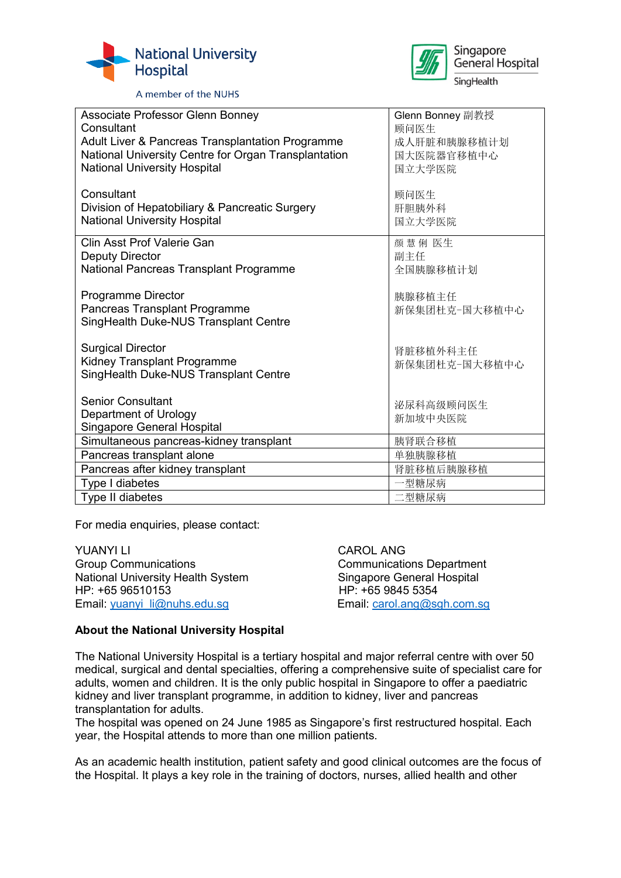National University Hospital
A member of the NUHS

Singapore General Hospital
SingHealth

| Associate Professor Glenn Bonney<br>Consultant<br>Adult Liver & Pancreas Transplantation Programme<br>National University Centre for Organ Transplantation<br>National University Hospital<br><br>Consultant<br>Division of Hepatobiliary & Pancreatic Surgery<br>National University Hospital | Glenn Bonney 副教授<br>顾问医生<br>成人肝脏和胰腺移植计划<br>国大医院器官移植中心<br>国立大学医院<br><br>顾问医生<br>肝胆胰外科<br>国立大学医院 |
|---|---|
| Clin Asst Prof Valerie Gan<br>Deputy Director<br>National Pancreas Transplant Programme<br><br>Programme Director<br>Pancreas Transplant Programme<br>SingHealth Duke-NUS Transplant Centre<br><br>Surgical Director<br>Kidney Transplant Programme<br>SingHealth Duke-NUS Transplant Centre<br><br>Senior Consultant<br>Department of Urology<br>Singapore General Hospital | 颜 慧 俐 医生<br>副主任<br>全国胰腺移植计划<br><br>胰腺移植主任<br>新保集团杜克-国大移植中心<br><br>肾脏移植外科主任<br>新保集团杜克-国大移植中心<br><br>泌尿科高级顾问医生<br>新加坡中央医院 |
| Simultaneous pancreas-kidney transplant | 胰肾联合移植 |
| Pancreas transplant alone | 单独胰腺移植 |
| Pancreas after kidney transplant | 肾脏移植后胰腺移植 |
| Type I diabetes | 一型糖尿病 |
| Type II diabetes | 二型糖尿病 |

For media enquiries, please contact:

YUANYI LI
Group Communications
National University Health System
HP: +65 96510153
Email: yuanyi_li@nuhs.edu.sg

CAROL ANG
Communications Department
Singapore General Hospital
HP: +65 9845 5354
Email: carol.ang@sgh.com.sg

**About the National University Hospital**

The National University Hospital is a tertiary hospital and major referral centre with over 50 medical, surgical and dental specialties, offering a comprehensive suite of specialist care for adults, women and children. It is the only public hospital in Singapore to offer a paediatric kidney and liver transplant programme, in addition to kidney, liver and pancreas transplantation for adults.
The hospital was opened on 24 June 1985 as Singapore's first restructured hospital. Each year, the Hospital attends to more than one million patients.

As an academic health institution, patient safety and good clinical outcomes are the focus of the Hospital. It plays a key role in the training of doctors, nurses, allied health and other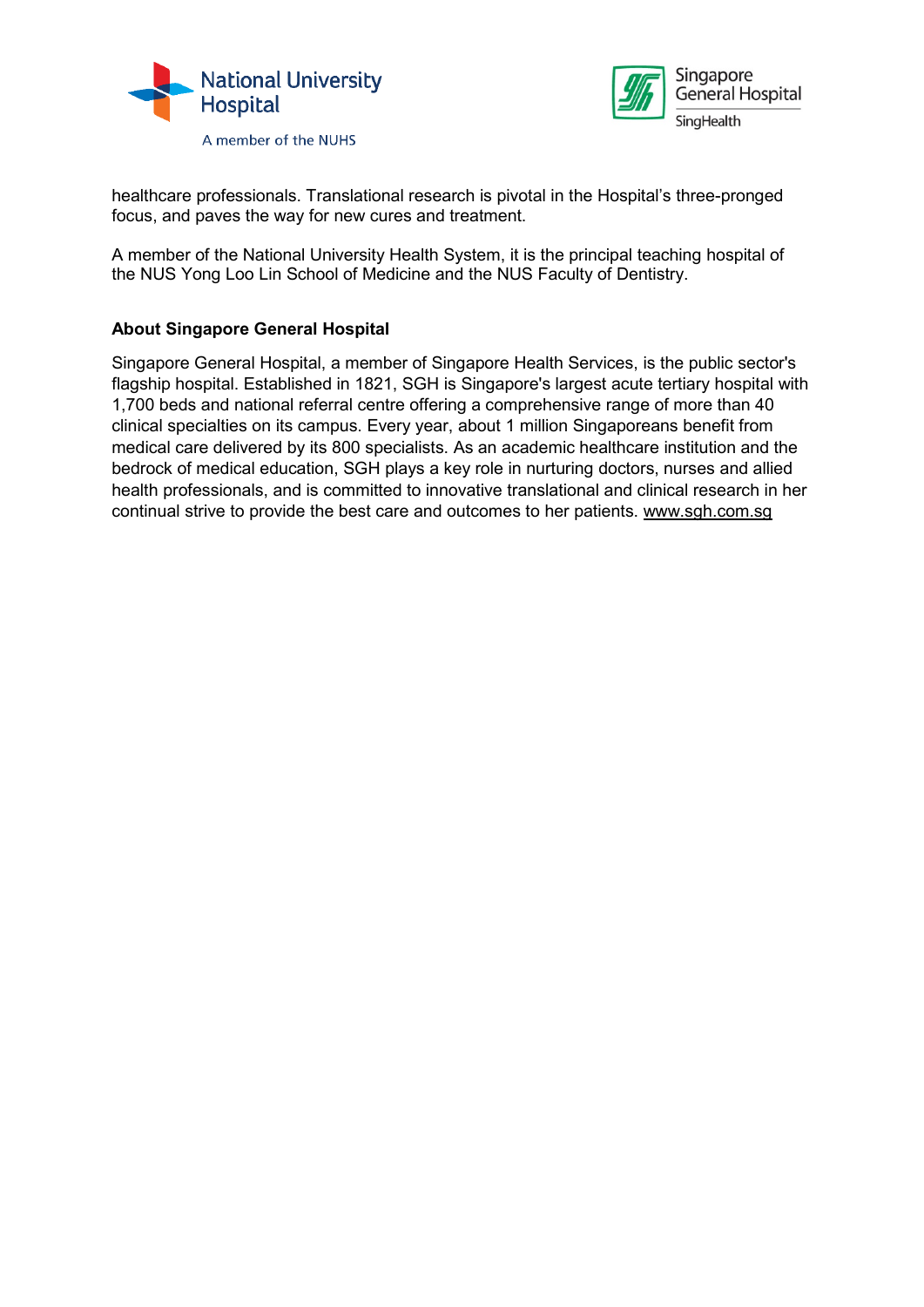healthcare professionals. Translational research is pivotal in the Hospital's three-pronged focus, and paves the way for new cures and treatment.

A member of the National University Health System, it is the principal teaching hospital of the NUS Yong Loo Lin School of Medicine and the NUS Faculty of Dentistry.

**About Singapore General Hospital**

Singapore General Hospital, a member of Singapore Health Services, is the public sector's flagship hospital. Established in 1821, SGH is Singapore's largest acute tertiary hospital with 1,700 beds and national referral centre offering a comprehensive range of more than 40 clinical specialties on its campus. Every year, about 1 million Singaporeans benefit from medical care delivered by its 800 specialists. As an academic healthcare institution and the bedrock of medical education, SGH plays a key role in nurturing doctors, nurses and allied health professionals, and is committed to innovative translational and clinical research in her continual strive to provide the best care and outcomes to her patients. www.sgh.com.sg